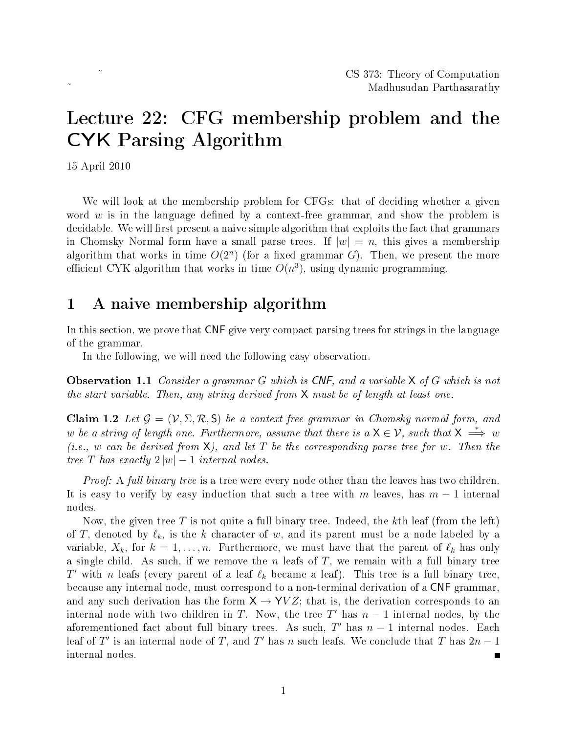CS 373: Theory of Computation
Madhusudan Parthasarathy

# Lecture 22: CFG membership problem and the CYK Parsing Algorithm

15 April 2010

We will look at the membership problem for CFGs: that of deciding whether a given word $w$ is in the language defined by a context-free grammar, and show the problem is decidable. We will first present a naive simple algorithm that exploits the fact that grammars in Chomsky Normal form have a small parse trees. If $|w| = n$, this gives a membership algorithm that works in time $O(2^n)$ (for a fixed grammar $G$). Then, we present the more efficient CYK algorithm that works in time $O(n^3)$, using dynamic programming.

## 1 A naive membership algorithm

In this section, we prove that CNF give very compact parsing trees for strings in the language of the grammar.

In the following, we will need the following easy observation.

**Observation 1.1** *Consider a grammar $G$ which is CNF, and a variable $\mathsf{X}$ of $G$ which is not the start variable. Then, any string derived from $\mathsf{X}$ must be of length at least one.*

**Claim 1.2** *Let $\mathcal{G} = (\mathcal{V}, \Sigma, \mathcal{R}, \mathsf{S})$ be a context-free grammar in Chomsky normal form, and $w$ be a string of length one. Furthermore, assume that there is a $\mathsf{X} \in \mathcal{V}$, such that $\mathsf{X} \overset{*}{\Longrightarrow} w$ (i.e., $w$ can be derived from $\mathsf{X}$), and let $T$ be the corresponding parse tree for $w$. Then the tree $T$ has exactly $2|w| - 1$ internal nodes.*

*Proof:* A *full binary tree* is a tree were every node other than the leaves has two children. It is easy to verify by easy induction that such a tree with $m$ leaves, has $m - 1$ internal nodes.

Now, the given tree $T$ is not quite a full binary tree. Indeed, the $k$th leaf (from the left) of $T$, denoted by $\ell_k$, is the $k$ character of $w$, and its parent must be a node labeled by a variable, $X_k$, for $k = 1, \ldots, n$. Furthermore, we must have that the parent of $\ell_k$ has only a single child. As such, if we remove the $n$ leafs of $T$, we remain with a full binary tree $T'$ with $n$ leafs (every parent of a leaf $\ell_k$ became a leaf). This tree is a full binary tree, because any internal node, must correspond to a non-terminal derivation of a CNF grammar, and any such derivation has the form $\mathsf{X} \rightarrow \mathsf{Y}VZ$; that is, the derivation corresponds to an internal node with two children in $T$. Now, the tree $T'$ has $n - 1$ internal nodes, by the aforementioned fact about full binary trees. As such, $T'$ has $n - 1$ internal nodes. Each leaf of $T'$ is an internal node of $T$, and $T'$ has $n$ such leafs. We conclude that $T$ has $2n - 1$ internal nodes. ∎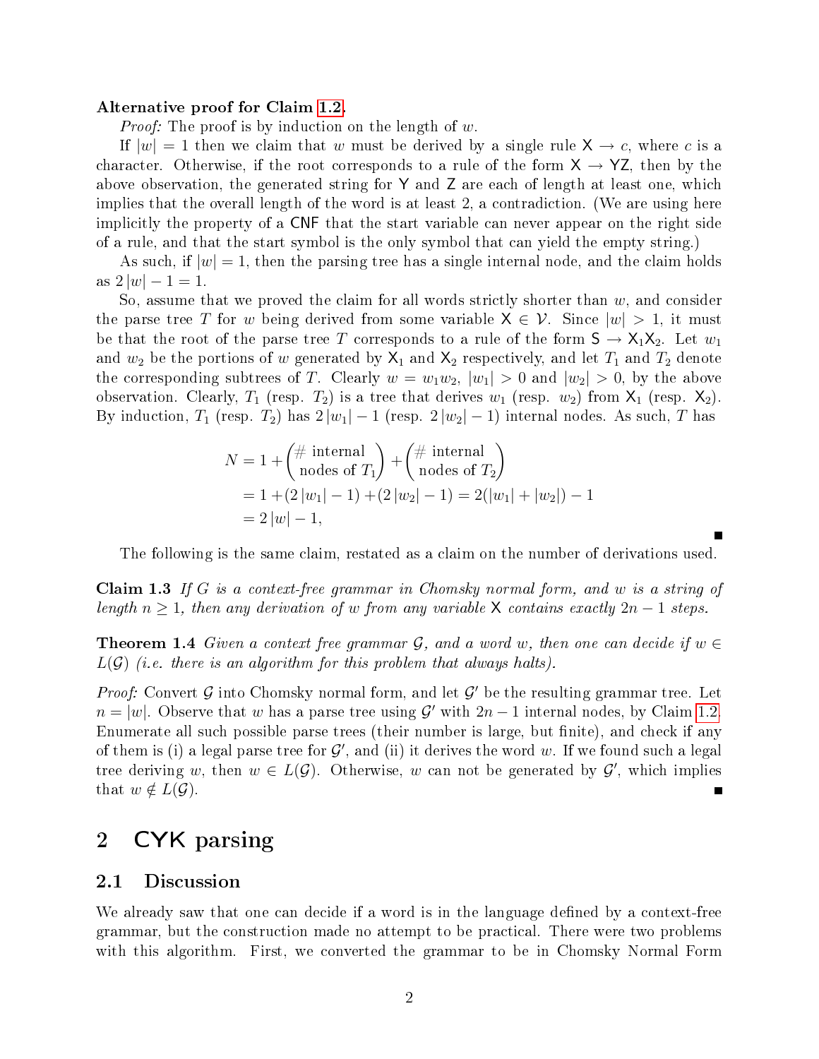**Alternative proof for Claim 1.2.**

*Proof:* The proof is by induction on the length of $w$.

If $|w| = 1$ then we claim that $w$ must be derived by a single rule $\mathsf{X} \to c$, where $c$ is a character. Otherwise, if the root corresponds to a rule of the form $\mathsf{X} \to \mathsf{YZ}$, then by the above observation, the generated string for $\mathsf{Y}$ and $\mathsf{Z}$ are each of length at least one, which implies that the overall length of the word is at least 2, a contradiction. (We are using here implicitly the property of a CNF that the start variable can never appear on the right side of a rule, and that the start symbol is the only symbol that can yield the empty string.)

As such, if $|w| = 1$, then the parsing tree has a single internal node, and the claim holds as $2|w| - 1 = 1$.

So, assume that we proved the claim for all words strictly shorter than $w$, and consider the parse tree $T$ for $w$ being derived from some variable $\mathsf{X} \in \mathcal{V}$. Since $|w| > 1$, it must be that the root of the parse tree $T$ corresponds to a rule of the form $\mathsf{S} \to \mathsf{X}_1\mathsf{X}_2$. Let $w_1$ and $w_2$ be the portions of $w$ generated by $\mathsf{X}_1$ and $\mathsf{X}_2$ respectively, and let $T_1$ and $T_2$ denote the corresponding subtrees of $T$. Clearly $w = w_1 w_2$, $|w_1| > 0$ and $|w_2| > 0$, by the above observation. Clearly, $T_1$ (resp. $T_2$) is a tree that derives $w_1$ (resp. $w_2$) from $\mathsf{X}_1$ (resp. $\mathsf{X}_2$). By induction, $T_1$ (resp. $T_2$) has $2|w_1| - 1$ (resp. $2|w_2| - 1$) internal nodes. As such, $T$ has

$$
\begin{aligned}
N &= 1 + \binom{\#\text{ internal}}{\text{nodes of } T_1} + \binom{\#\text{ internal}}{\text{nodes of } T_2} \\
&= 1 + (2|w_1| - 1) + (2|w_2| - 1) = 2(|w_1| + |w_2|) - 1 \\
&= 2|w| - 1,
\end{aligned}
$$

■

The following is the same claim, restated as a claim on the number of derivations used.

**Claim 1.3** *If $G$ is a context-free grammar in Chomsky normal form, and $w$ is a string of length $n \geq 1$, then any derivation of $w$ from any variable $\mathsf{X}$ contains exactly $2n - 1$ steps.*

**Theorem 1.4** *Given a context free grammar $\mathcal{G}$, and a word $w$, then one can decide if $w \in L(\mathcal{G})$ (i.e. there is an algorithm for this problem that always halts).*

*Proof:* Convert $\mathcal{G}$ into Chomsky normal form, and let $\mathcal{G}'$ be the resulting grammar tree. Let $n = |w|$. Observe that $w$ has a parse tree using $\mathcal{G}'$ with $2n - 1$ internal nodes, by Claim 1.2. Enumerate all such possible parse trees (their number is large, but finite), and check if any of them is (i) a legal parse tree for $\mathcal{G}'$, and (ii) it derives the word $w$. If we found such a legal tree deriving $w$, then $w \in L(\mathcal{G})$. Otherwise, $w$ can not be generated by $\mathcal{G}'$, which implies that $w \notin L(\mathcal{G})$. ■

# 2 CYK parsing

## 2.1 Discussion

We already saw that one can decide if a word is in the language defined by a context-free grammar, but the construction made no attempt to be practical. There were two problems with this algorithm. First, we converted the grammar to be in Chomsky Normal Form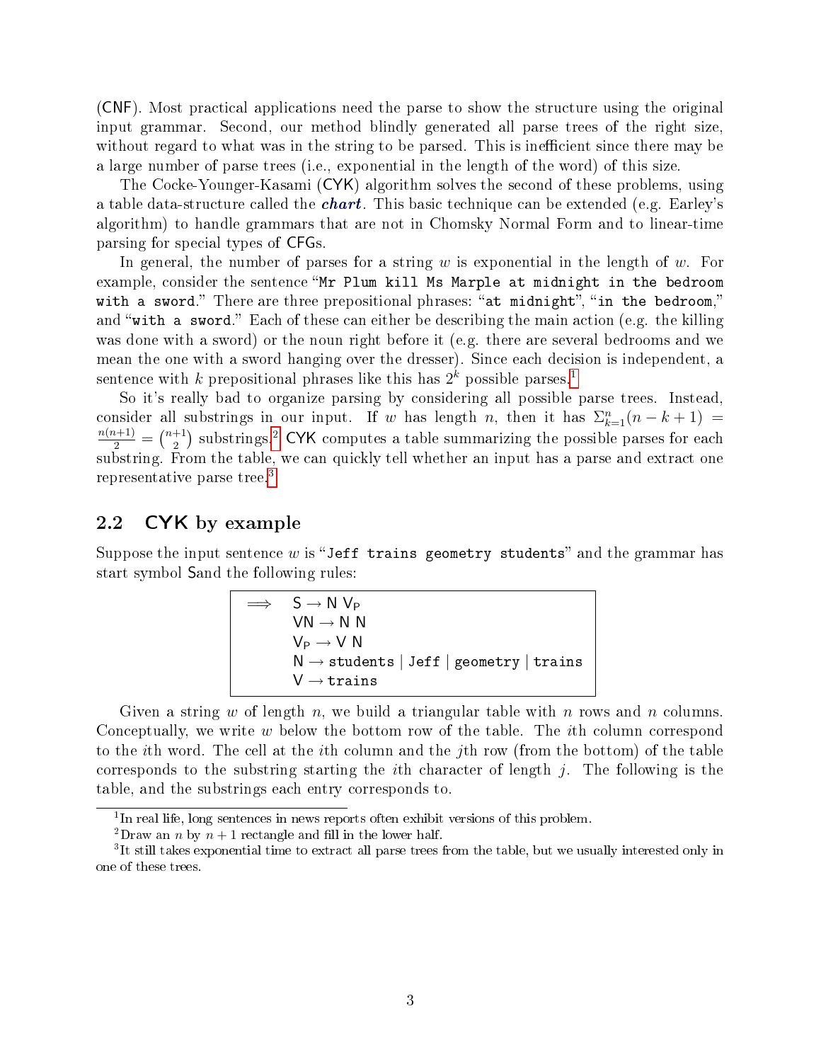(CNF). Most practical applications need the parse to show the structure using the original input grammar. Second, our method blindly generated all parse trees of the right size, without regard to what was in the string to be parsed. This is inefficient since there may be a large number of parse trees (i.e., exponential in the length of the word) of this size.

The Cocke-Younger-Kasami (CYK) algorithm solves the second of these problems, using a table data-structure called the ***chart***. This basic technique can be extended (e.g. Earley's algorithm) to handle grammars that are not in Chomsky Normal Form and to linear-time parsing for special types of CFGs.

In general, the number of parses for a string $w$ is exponential in the length of $w$. For example, consider the sentence "`Mr Plum kill Ms Marple at midnight in the bedroom with a sword`." There are three prepositional phrases: "`at midnight`", "`in the bedroom`," and "`with a sword`." Each of these can either be describing the main action (e.g. the killing was done with a sword) or the noun right before it (e.g. there are several bedrooms and we mean the one with a sword hanging over the dresser). Since each decision is independent, a sentence with $k$ prepositional phrases like this has $2^k$ possible parses.[1]

So it's really bad to organize parsing by considering all possible parse trees. Instead, consider all substrings in our input. If $w$ has length $n$, then it has $\Sigma_{k=1}^{n}(n-k+1) = \frac{n(n+1)}{2} = \binom{n+1}{2}$ substrings.[2] CYK computes a table summarizing the possible parses for each substring. From the table, we can quickly tell whether an input has a parse and extract one representative parse tree.[3]

## 2.2 CYK by example

Suppose the input sentence $w$ is "`Jeff trains geometry students`" and the grammar has start symbol Sand the following rules:

$$
\begin{array}{ll}
\Longrightarrow & \mathsf{S} \rightarrow \mathsf{N}\ \mathsf{V_P} \\
& \mathsf{VN} \rightarrow \mathsf{N}\ \mathsf{N} \\
& \mathsf{V_P} \rightarrow \mathsf{V}\ \mathsf{N} \\
& \mathsf{N} \rightarrow \texttt{students} \mid \texttt{Jeff} \mid \texttt{geometry} \mid \texttt{trains} \\
& \mathsf{V} \rightarrow \texttt{trains}
\end{array}
$$

Given a string $w$ of length $n$, we build a triangular table with $n$ rows and $n$ columns. Conceptually, we write $w$ below the bottom row of the table. The $i$th column correspond to the $i$th word. The cell at the $i$th column and the $j$th row (from the bottom) of the table corresponds to the substring starting the $i$th character of length $j$. The following is the table, and the substrings each entry corresponds to.

---

[1] In real life, long sentences in news reports often exhibit versions of this problem.

[2] Draw an $n$ by $n+1$ rectangle and fill in the lower half.

[3] It still takes exponential time to extract all parse trees from the table, but we usually interested only in one of these trees.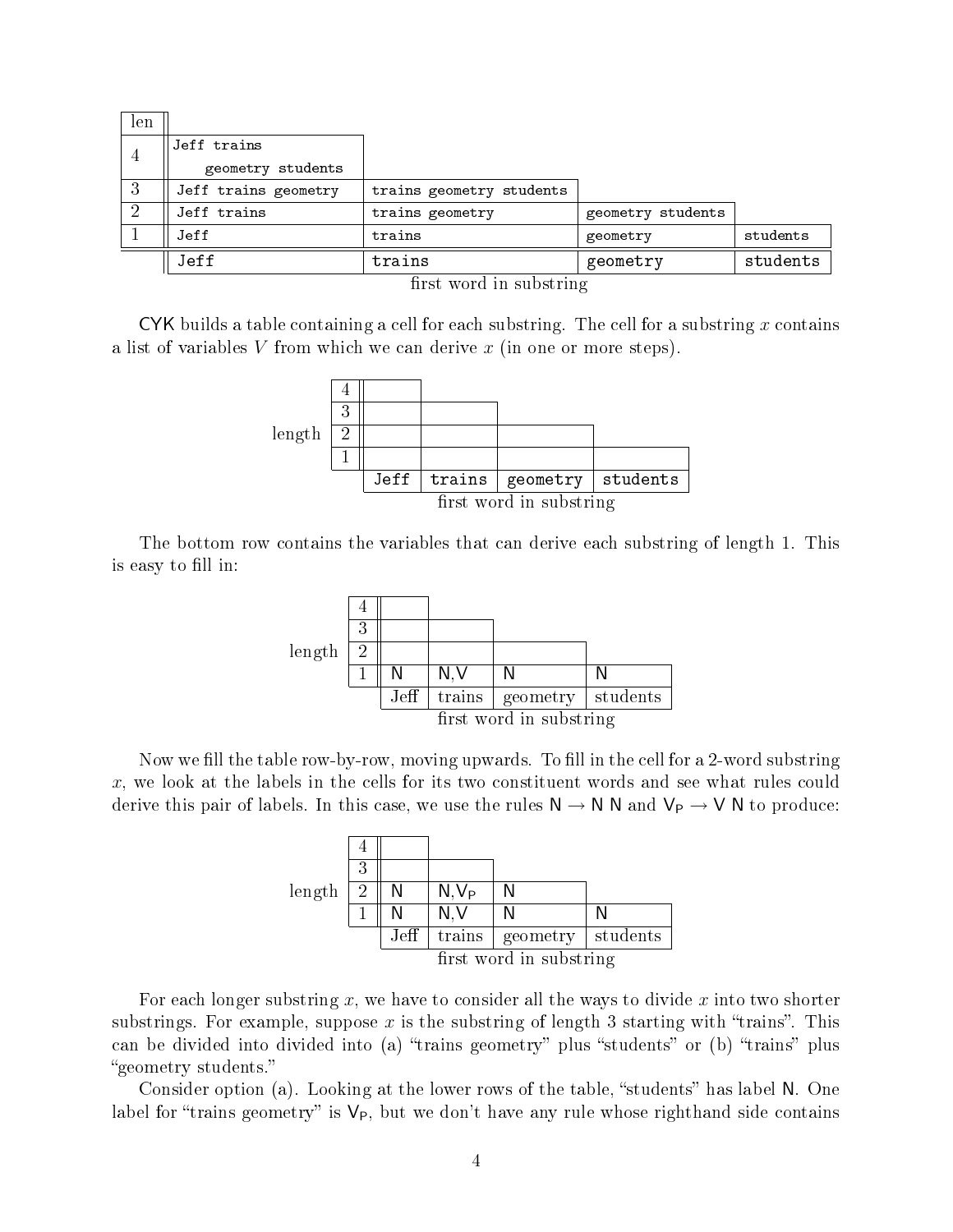| len | | | | |
|---|---|---|---|---|
| 4 | Jeff trains geometry students | | | |
| 3 | Jeff trains geometry | trains geometry students | | |
| 2 | Jeff trains | trains geometry | geometry students | |
| 1 | Jeff | trains | geometry | students |
| | Jeff | trains | geometry | students |

first word in substring

CYK builds a table containing a cell for each substring. The cell for a substring $x$ contains a list of variables $V$ from which we can derive $x$ (in one or more steps).

| length | | | | |
|---|---|---|---|---|
| 4 | | | | |
| 3 | | | | |
| 2 | | | | |
| 1 | | | | |
| | Jeff | trains | geometry | students |

first word in substring

The bottom row contains the variables that can derive each substring of length 1. This is easy to fill in:

| length | | | | |
|---|---|---|---|---|
| 4 | | | | |
| 3 | | | | |
| 2 | | | | |
| 1 | N | N,V | N | N |
| | Jeff | trains | geometry | students |

first word in substring

Now we fill the table row-by-row, moving upwards. To fill in the cell for a 2-word substring $x$, we look at the labels in the cells for its two constituent words and see what rules could derive this pair of labels. In this case, we use the rules $\mathsf{N} \rightarrow \mathsf{N}\ \mathsf{N}$ and $\mathsf{V_P} \rightarrow \mathsf{V}\ \mathsf{N}$ to produce:

| length | | | | |
|---|---|---|---|---|
| 4 | | | | |
| 3 | | | | |
| 2 | N | N,$\mathsf{V_P}$ | N | |
| 1 | N | N,V | N | N |
| | Jeff | trains | geometry | students |

first word in substring

For each longer substring $x$, we have to consider all the ways to divide $x$ into two shorter substrings. For example, suppose $x$ is the substring of length 3 starting with "trains". This can be divided into divided into (a) "trains geometry" plus "students" or (b) "trains" plus "geometry students."

Consider option (a). Looking at the lower rows of the table, "students" has label N. One label for "trains geometry" is $\mathsf{V_P}$, but we don't have any rule whose righthand side contains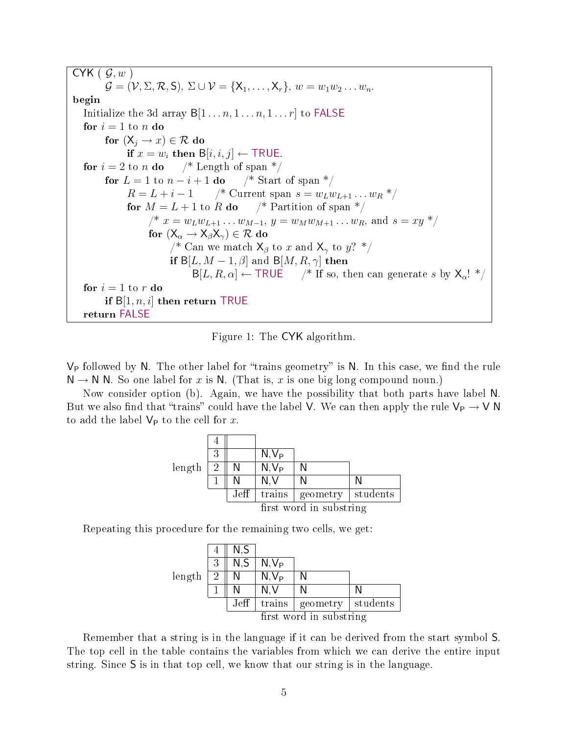```
CYK ( 𝒢, w )
      𝒢 = (𝒱, Σ, ℛ, S), Σ ∪ 𝒱 = {X_1, ..., X_r}, w = w_1 w_2 ... w_n.
begin
   Initialize the 3d array B[1...n, 1...n, 1...r] to FALSE
   for i = 1 to n do
      for (X_j → x) ∈ ℛ do
         if x = w_i then B[i, i, j] ← TRUE.
   for i = 2 to n do        /* Length of span */
      for L = 1 to n − i + 1 do        /* Start of span */
         R = L + i − 1        /* Current span s = w_L w_{L+1} ... w_R */
         for M = L + 1 to R do        /* Partition of span */
            /* x = w_L w_{L+1} ... w_{M−1}, y = w_M w_{M+1} ... w_R, and s = xy */
            for (X_α → X_β X_γ) ∈ ℛ do
               /* Can we match X_β to x and X_γ to y? */
               if B[L, M − 1, β] and B[M, R, γ] then
                  B[L, R, α] ← TRUE        /* If so, then can generate s by X_α! */
   for i = 1 to r do
      if B[1, n, i] then return TRUE
   return FALSE
```

Figure 1: The CYK algorithm.

$\mathsf{V_P}$ followed by N. The other label for "trains geometry" is N. In this case, we find the rule $\mathsf{N} \rightarrow \mathsf{N}\ \mathsf{N}$. So one label for $x$ is N. (That is, $x$ is one big long compound noun.)

Now consider option (b). Again, we have the possibility that both parts have label N. But we also find that "trains" could have the label V. We can then apply the rule $\mathsf{V_P} \rightarrow \mathsf{V}\ \mathsf{N}$ to add the label $\mathsf{V_P}$ to the cell for $x$.

| length | | | | | |
|---|---|---|---|---|---|
| | 4 | | | | |
| | 3 | | N, $\mathsf{V_P}$ | | |
| | 2 | N | N, $\mathsf{V_P}$ | N | |
| | 1 | N | N, V | N | N |
| | | Jeff | trains | geometry | students |
| | | first word in substring | | | |

Repeating this procedure for the remaining two cells, we get:

| length | | | | | |
|---|---|---|---|---|---|
| | 4 | N, S | | | |
| | 3 | N, S | N, $\mathsf{V_P}$ | | |
| | 2 | N | N, $\mathsf{V_P}$ | N | |
| | 1 | N | N, V | N | N |
| | | Jeff | trains | geometry | students |
| | | first word in substring | | | |

Remember that a string is in the language if it can be derived from the start symbol S. The top cell in the table contains the variables from which we can derive the entire input string. Since S is in that top cell, we know that our string is in the language.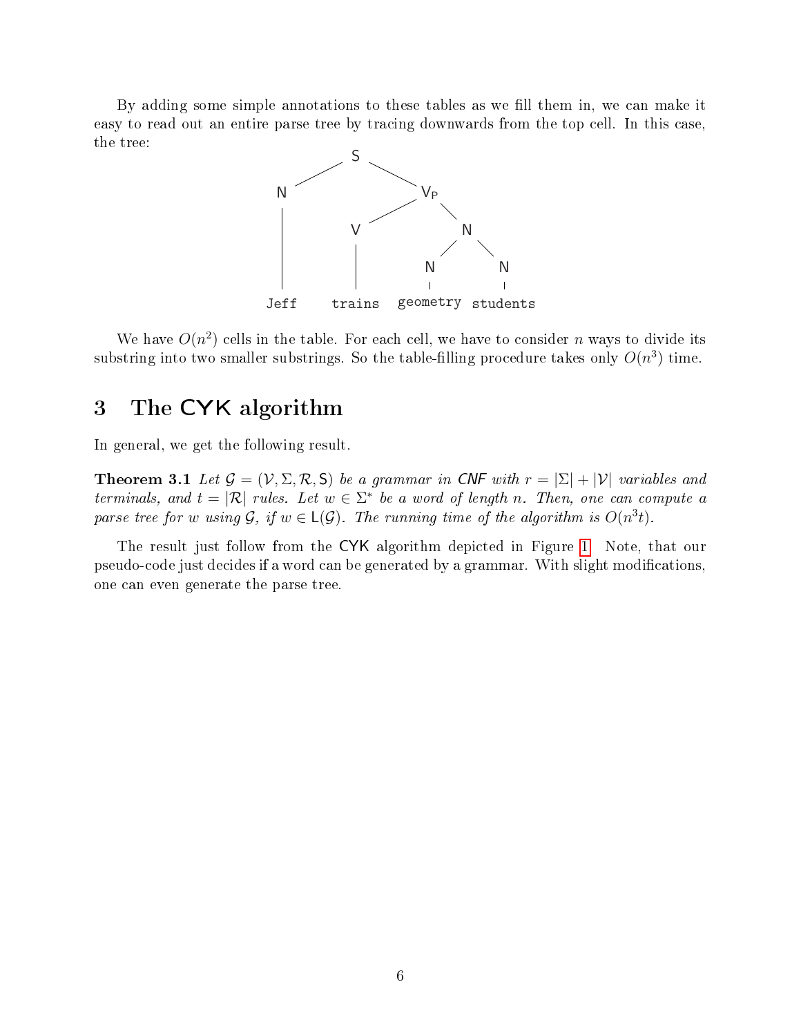By adding some simple annotations to these tables as we fill them in, we can make it easy to read out an entire parse tree by tracing downwards from the top cell. In this case, the tree:

S

N

V<sub>P</sub>

V

N

N

N

Jeff trains geometry students

We have $O(n^2)$ cells in the table. For each cell, we have to consider $n$ ways to divide its substring into two smaller substrings. So the table-filling procedure takes only $O(n^3)$ time.

# 3 The CYK algorithm

In general, we get the following result.

**Theorem 3.1** *Let $\mathcal{G} = (\mathcal{V}, \Sigma, \mathcal{R}, \mathsf{S})$ be a grammar in CNF with $r = |\Sigma| + |\mathcal{V}|$ variables and terminals, and $t = |\mathcal{R}|$ rules. Let $w \in \Sigma^*$ be a word of length $n$. Then, one can compute a parse tree for $w$ using $\mathcal{G}$, if $w \in \mathsf{L}(\mathcal{G})$. The running time of the algorithm is $O(n^3 t)$.*

The result just follow from the CYK algorithm depicted in Figure 1. Note, that our pseudo-code just decides if a word can be generated by a grammar. With slight modifications, one can even generate the parse tree.